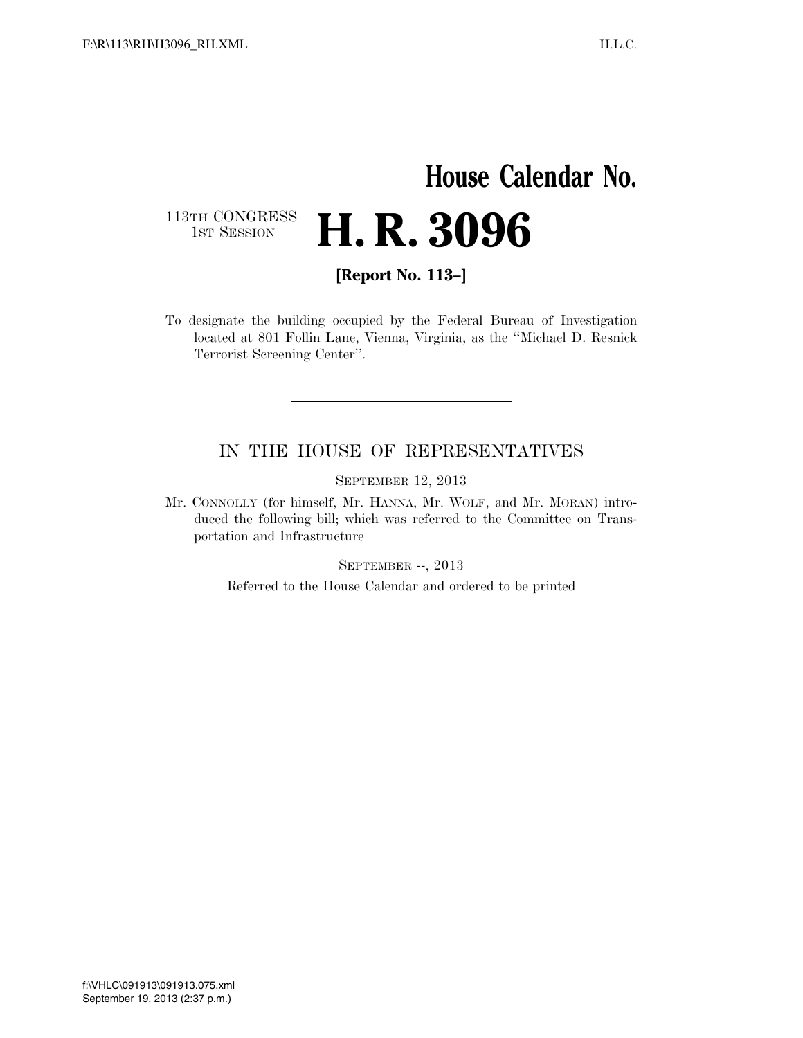# House Calendar No.

113TH CONGRESS
1ST SESSION

# H. R. 3096

**[Report No. 113–]**

To designate the building occupied by the Federal Bureau of Investigation located at 801 Follin Lane, Vienna, Virginia, as the ''Michael D. Resnick Terrorist Screening Center''.

---

## IN THE HOUSE OF REPRESENTATIVES

SEPTEMBER 12, 2013

Mr. CONNOLLY (for himself, Mr. HANNA, Mr. WOLF, and Mr. MORAN) introduced the following bill; which was referred to the Committee on Transportation and Infrastructure

SEPTEMBER --, 2013

Referred to the House Calendar and ordered to be printed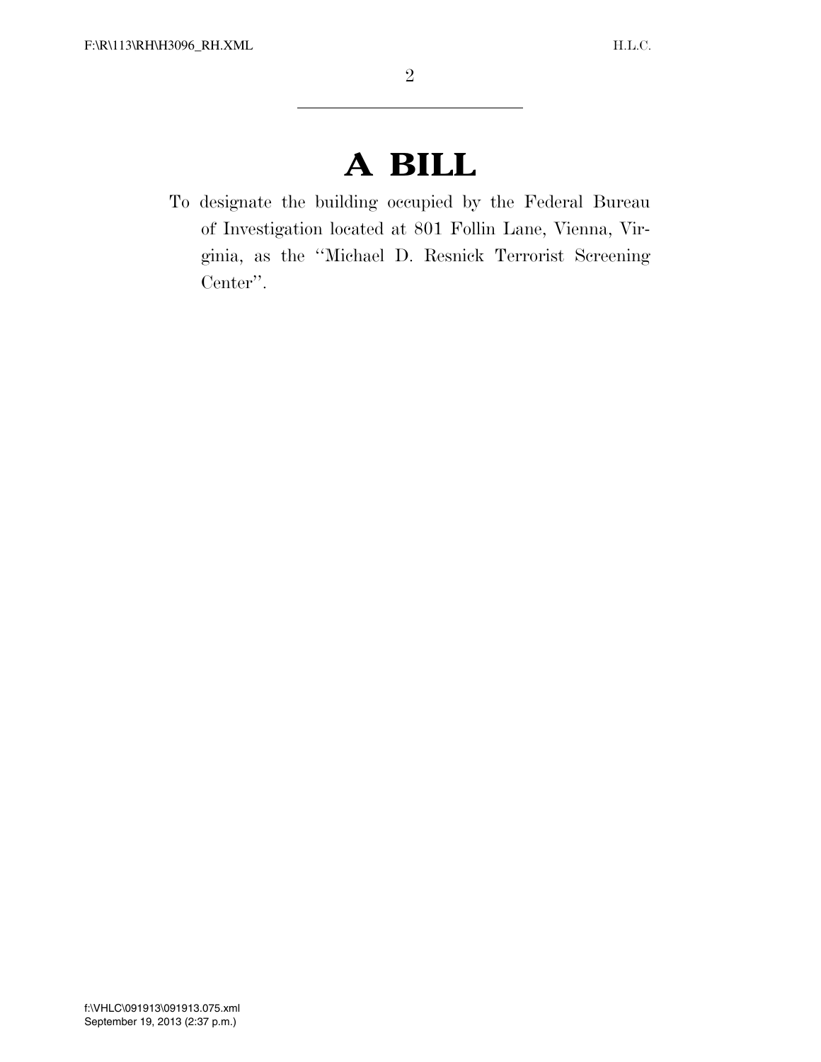# A BILL

To designate the building occupied by the Federal Bureau of Investigation located at 801 Follin Lane, Vienna, Virginia, as the ''Michael D. Resnick Terrorist Screening Center''.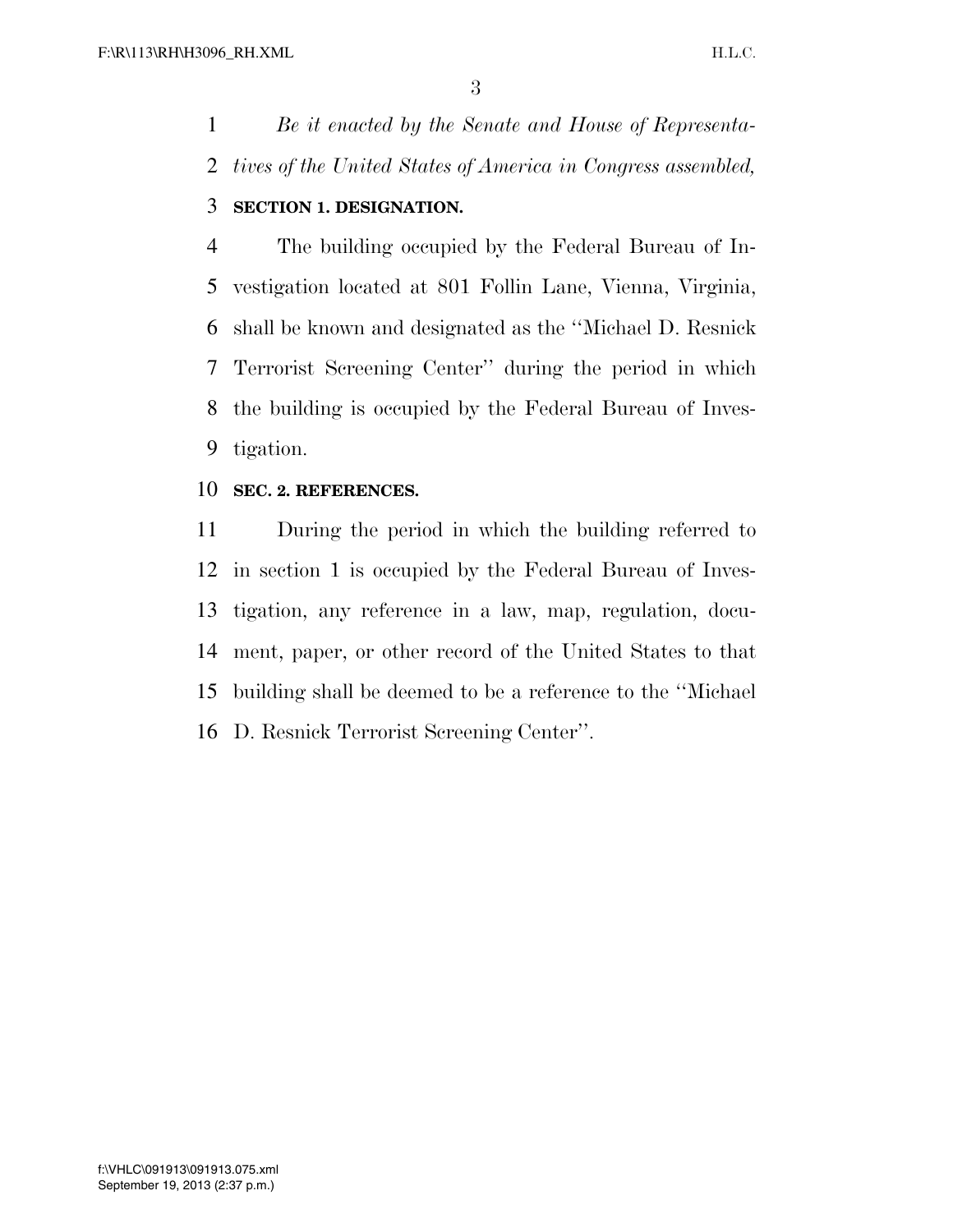*Be it enacted by the Senate and House of Representatives of the United States of America in Congress assembled,*

**SECTION 1. DESIGNATION.**

The building occupied by the Federal Bureau of Investigation located at 801 Follin Lane, Vienna, Virginia, shall be known and designated as the "Michael D. Resnick Terrorist Screening Center" during the period in which the building is occupied by the Federal Bureau of Investigation.

**SEC. 2. REFERENCES.**

During the period in which the building referred to in section 1 is occupied by the Federal Bureau of Investigation, any reference in a law, map, regulation, document, paper, or other record of the United States to that building shall be deemed to be a reference to the "Michael D. Resnick Terrorist Screening Center".